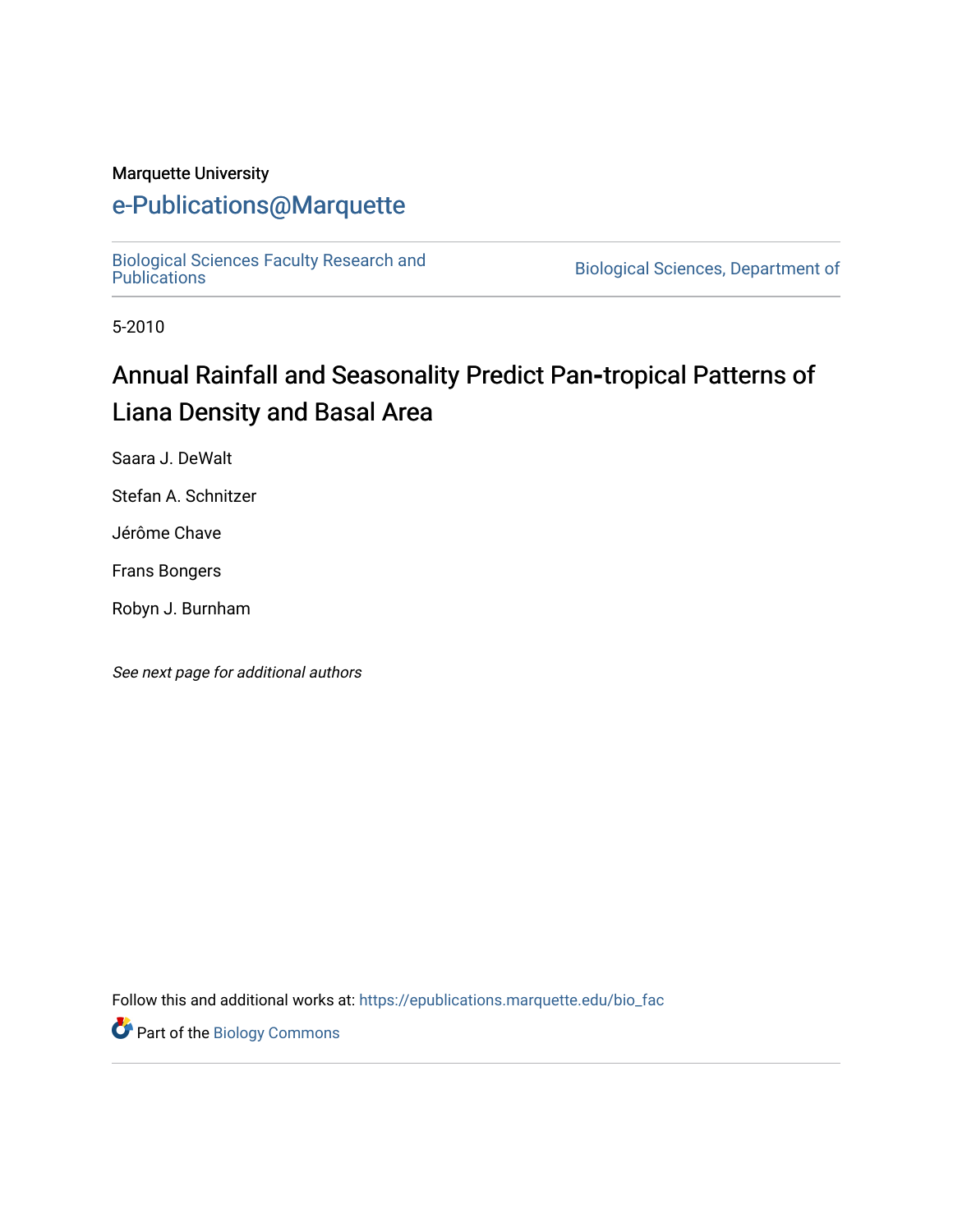Marquette University

# e-Publications@Marquette

Biological Sciences Faculty Research and Publications

Biological Sciences, Department of

5-2010

# Annual Rainfall and Seasonality Predict Pan-tropical Patterns of Liana Density and Basal Area

Saara J. DeWalt

Stefan A. Schnitzer

Jérôme Chave

Frans Bongers

Robyn J. Burnham

*See next page for additional authors*

Follow this and additional works at: https://epublications.marquette.edu/bio_fac

Part of the Biology Commons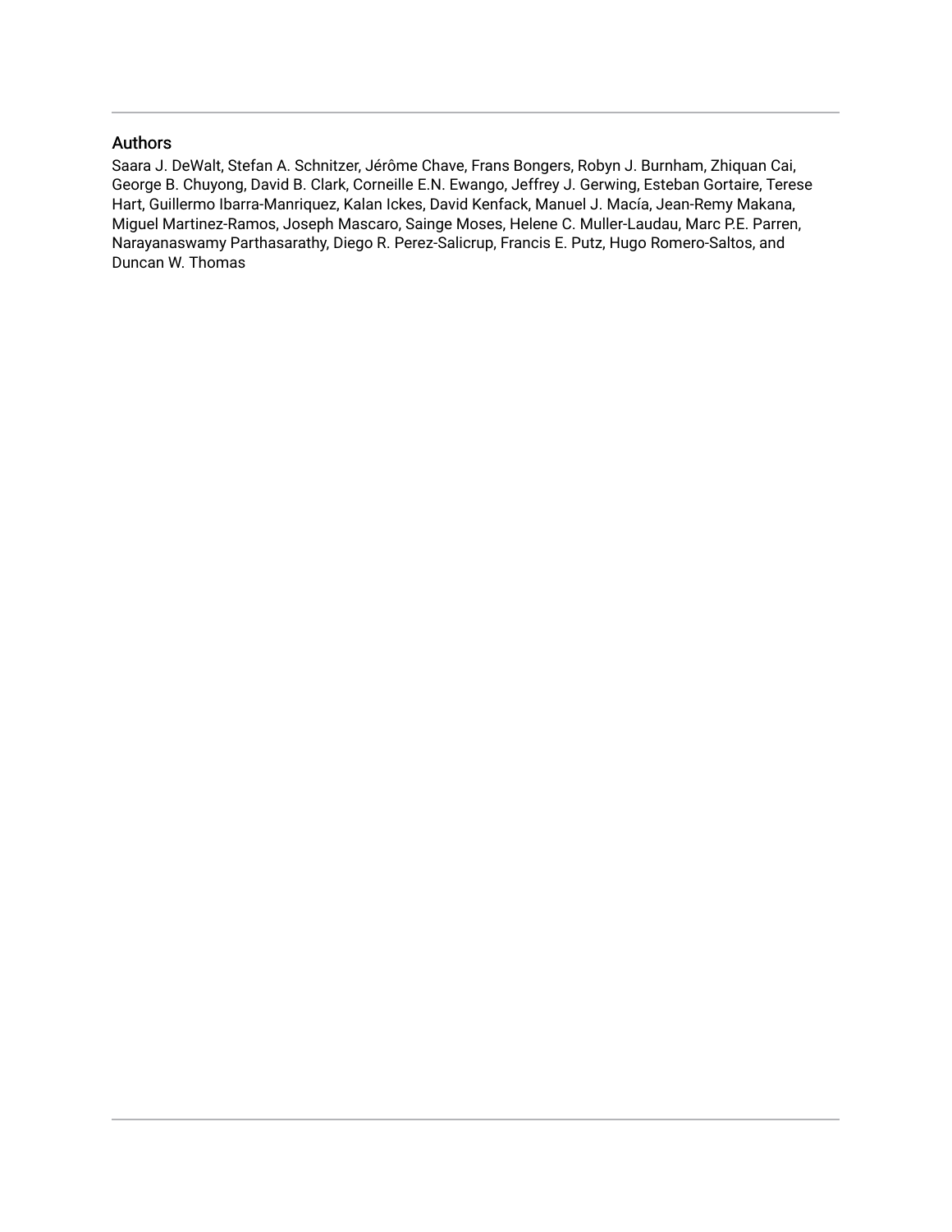## Authors

Saara J. DeWalt, Stefan A. Schnitzer, Jérôme Chave, Frans Bongers, Robyn J. Burnham, Zhiquan Cai, George B. Chuyong, David B. Clark, Corneille E.N. Ewango, Jeffrey J. Gerwing, Esteban Gortaire, Terese Hart, Guillermo Ibarra-Manriquez, Kalan Ickes, David Kenfack, Manuel J. Macía, Jean-Remy Makana, Miguel Martinez-Ramos, Joseph Mascaro, Sainge Moses, Helene C. Muller-Laudau, Marc P.E. Parren, Narayanaswamy Parthasarathy, Diego R. Perez-Salicrup, Francis E. Putz, Hugo Romero-Saltos, and Duncan W. Thomas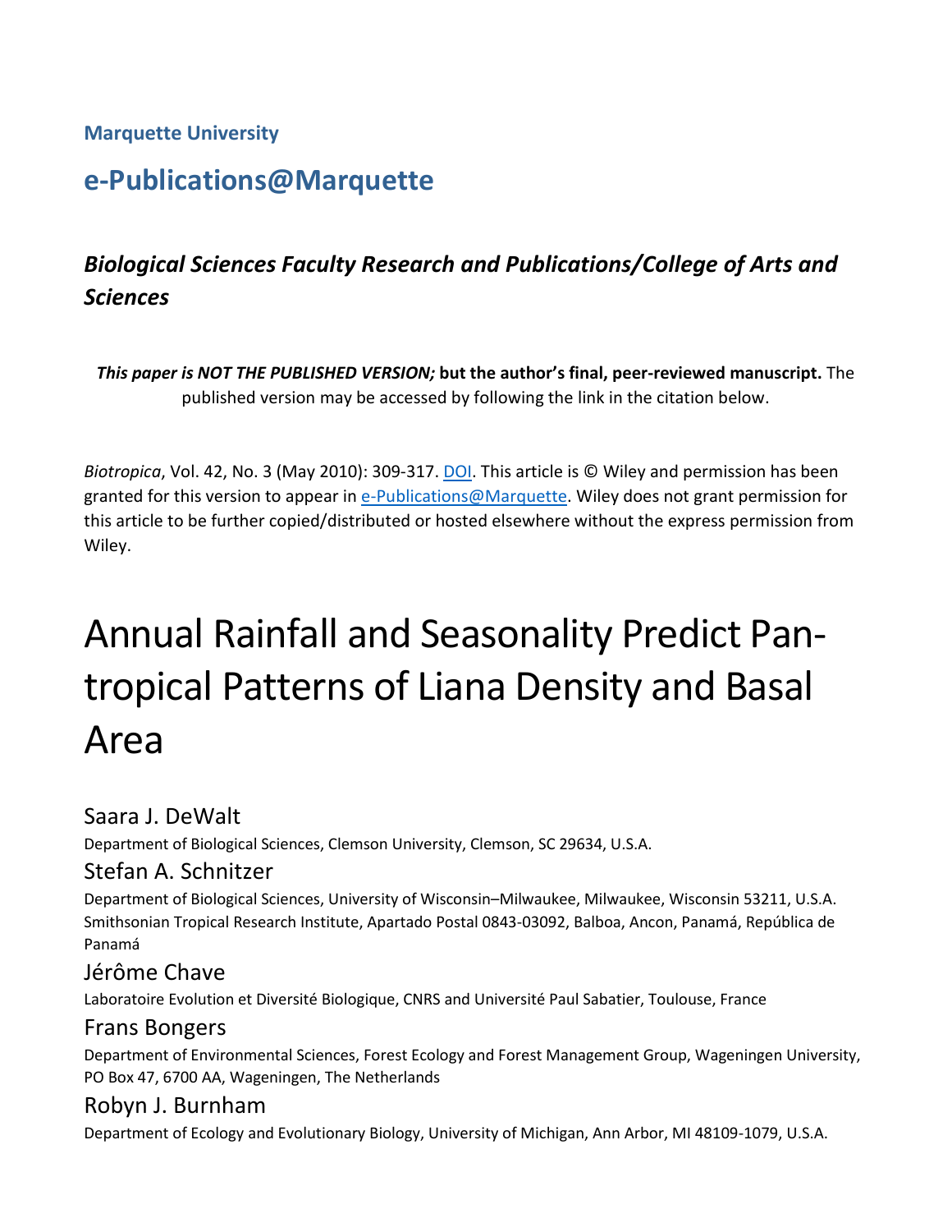**Marquette University**

## e-Publications@Marquette

### *Biological Sciences Faculty Research and Publications/College of Arts and Sciences*

***This paper is NOT THE PUBLISHED VERSION;* but the author's final, peer-reviewed manuscript.** The published version may be accessed by following the link in the citation below.

*Biotropica*, Vol. 42, No. 3 (May 2010): 309-317. DOI. This article is © Wiley and permission has been granted for this version to appear in e-Publications@Marquette. Wiley does not grant permission for this article to be further copied/distributed or hosted elsewhere without the express permission from Wiley.

# Annual Rainfall and Seasonality Predict Pan-tropical Patterns of Liana Density and Basal Area

Saara J. DeWalt

Department of Biological Sciences, Clemson University, Clemson, SC 29634, U.S.A.

Stefan A. Schnitzer

Department of Biological Sciences, University of Wisconsin–Milwaukee, Milwaukee, Wisconsin 53211, U.S.A.
Smithsonian Tropical Research Institute, Apartado Postal 0843-03092, Balboa, Ancon, Panamá, República de Panamá

Jérôme Chave

Laboratoire Evolution et Diversité Biologique, CNRS and Université Paul Sabatier, Toulouse, France

Frans Bongers

Department of Environmental Sciences, Forest Ecology and Forest Management Group, Wageningen University, PO Box 47, 6700 AA, Wageningen, The Netherlands

Robyn J. Burnham

Department of Ecology and Evolutionary Biology, University of Michigan, Ann Arbor, MI 48109-1079, U.S.A.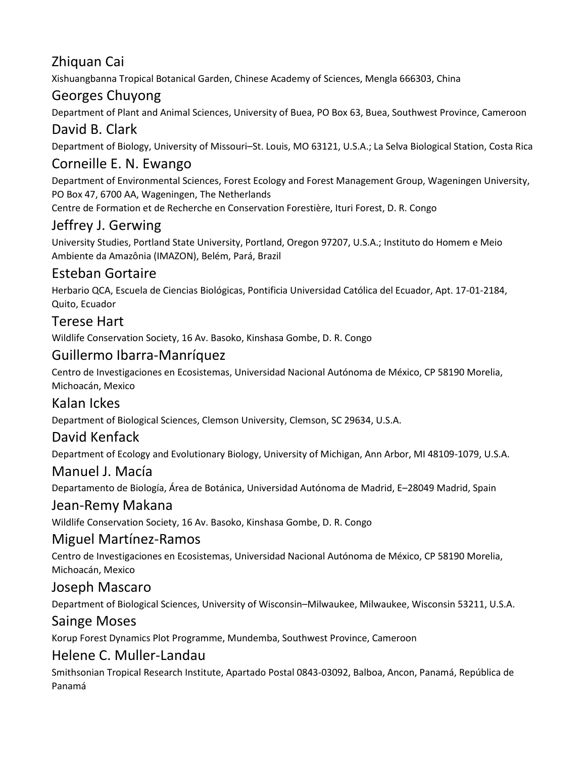## Zhiquan Cai

Xishuangbanna Tropical Botanical Garden, Chinese Academy of Sciences, Mengla 666303, China

## Georges Chuyong

Department of Plant and Animal Sciences, University of Buea, PO Box 63, Buea, Southwest Province, Cameroon

## David B. Clark

Department of Biology, University of Missouri–St. Louis, MO 63121, U.S.A.; La Selva Biological Station, Costa Rica

## Corneille E. N. Ewango

Department of Environmental Sciences, Forest Ecology and Forest Management Group, Wageningen University, PO Box 47, 6700 AA, Wageningen, The Netherlands

Centre de Formation et de Recherche en Conservation Forestière, Ituri Forest, D. R. Congo

## Jeffrey J. Gerwing

University Studies, Portland State University, Portland, Oregon 97207, U.S.A.; Instituto do Homem e Meio Ambiente da Amazônia (IMAZON), Belém, Pará, Brazil

## Esteban Gortaire

Herbario QCA, Escuela de Ciencias Biológicas, Pontificia Universidad Católica del Ecuador, Apt. 17-01-2184, Quito, Ecuador

## Terese Hart

Wildlife Conservation Society, 16 Av. Basoko, Kinshasa Gombe, D. R. Congo

## Guillermo Ibarra-Manríquez

Centro de Investigaciones en Ecosistemas, Universidad Nacional Autónoma de México, CP 58190 Morelia, Michoacán, Mexico

## Kalan Ickes

Department of Biological Sciences, Clemson University, Clemson, SC 29634, U.S.A.

## David Kenfack

Department of Ecology and Evolutionary Biology, University of Michigan, Ann Arbor, MI 48109-1079, U.S.A.

## Manuel J. Macía

Departamento de Biología, Área de Botánica, Universidad Autónoma de Madrid, E–28049 Madrid, Spain

## Jean-Remy Makana

Wildlife Conservation Society, 16 Av. Basoko, Kinshasa Gombe, D. R. Congo

## Miguel Martínez-Ramos

Centro de Investigaciones en Ecosistemas, Universidad Nacional Autónoma de México, CP 58190 Morelia, Michoacán, Mexico

## Joseph Mascaro

Department of Biological Sciences, University of Wisconsin–Milwaukee, Milwaukee, Wisconsin 53211, U.S.A.

## Sainge Moses

Korup Forest Dynamics Plot Programme, Mundemba, Southwest Province, Cameroon

## Helene C. Muller-Landau

Smithsonian Tropical Research Institute, Apartado Postal 0843-03092, Balboa, Ancon, Panamá, República de Panamá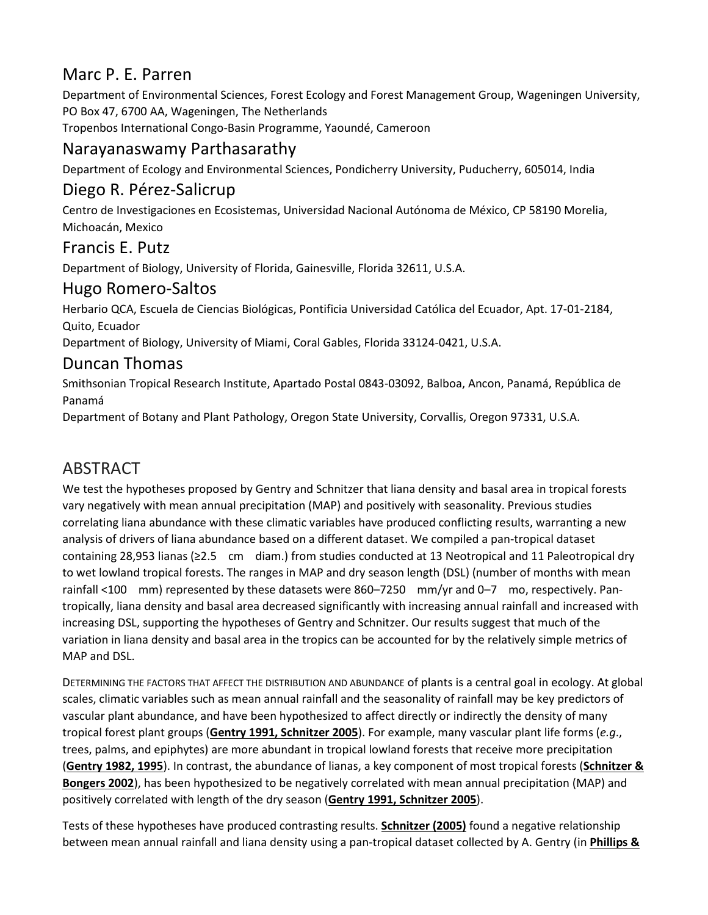## Marc P. E. Parren

Department of Environmental Sciences, Forest Ecology and Forest Management Group, Wageningen University, PO Box 47, 6700 AA, Wageningen, The Netherlands

Tropenbos International Congo-Basin Programme, Yaoundé, Cameroon

## Narayanaswamy Parthasarathy

Department of Ecology and Environmental Sciences, Pondicherry University, Puducherry, 605014, India

## Diego R. Pérez-Salicrup

Centro de Investigaciones en Ecosistemas, Universidad Nacional Autónoma de México, CP 58190 Morelia, Michoacán, Mexico

## Francis E. Putz

Department of Biology, University of Florida, Gainesville, Florida 32611, U.S.A.

## Hugo Romero-Saltos

Herbario QCA, Escuela de Ciencias Biológicas, Pontificia Universidad Católica del Ecuador, Apt. 17-01-2184, Quito, Ecuador

Department of Biology, University of Miami, Coral Gables, Florida 33124-0421, U.S.A.

## Duncan Thomas

Smithsonian Tropical Research Institute, Apartado Postal 0843-03092, Balboa, Ancon, Panamá, República de Panamá

Department of Botany and Plant Pathology, Oregon State University, Corvallis, Oregon 97331, U.S.A.

# ABSTRACT

We test the hypotheses proposed by Gentry and Schnitzer that liana density and basal area in tropical forests vary negatively with mean annual precipitation (MAP) and positively with seasonality. Previous studies correlating liana abundance with these climatic variables have produced conflicting results, warranting a new analysis of drivers of liana abundance based on a different dataset. We compiled a pan-tropical dataset containing 28,953 lianas (≥2.5 cm diam.) from studies conducted at 13 Neotropical and 11 Paleotropical dry to wet lowland tropical forests. The ranges in MAP and dry season length (DSL) (number of months with mean rainfall <100 mm) represented by these datasets were 860–7250 mm/yr and 0–7 mo, respectively. Pan-tropically, liana density and basal area decreased significantly with increasing annual rainfall and increased with increasing DSL, supporting the hypotheses of Gentry and Schnitzer. Our results suggest that much of the variation in liana density and basal area in the tropics can be accounted for by the relatively simple metrics of MAP and DSL.

DETERMINING THE FACTORS THAT AFFECT THE DISTRIBUTION AND ABUNDANCE of plants is a central goal in ecology. At global scales, climatic variables such as mean annual rainfall and the seasonality of rainfall may be key predictors of vascular plant abundance, and have been hypothesized to affect directly or indirectly the density of many tropical forest plant groups (**Gentry 1991, Schnitzer 2005**). For example, many vascular plant life forms (*e.g.*, trees, palms, and epiphytes) are more abundant in tropical lowland forests that receive more precipitation (**Gentry 1982, 1995**). In contrast, the abundance of lianas, a key component of most tropical forests (**Schnitzer & Bongers 2002**), has been hypothesized to be negatively correlated with mean annual precipitation (MAP) and positively correlated with length of the dry season (**Gentry 1991, Schnitzer 2005**).

Tests of these hypotheses have produced contrasting results. **Schnitzer (2005)** found a negative relationship between mean annual rainfall and liana density using a pan-tropical dataset collected by A. Gentry (in **Phillips &**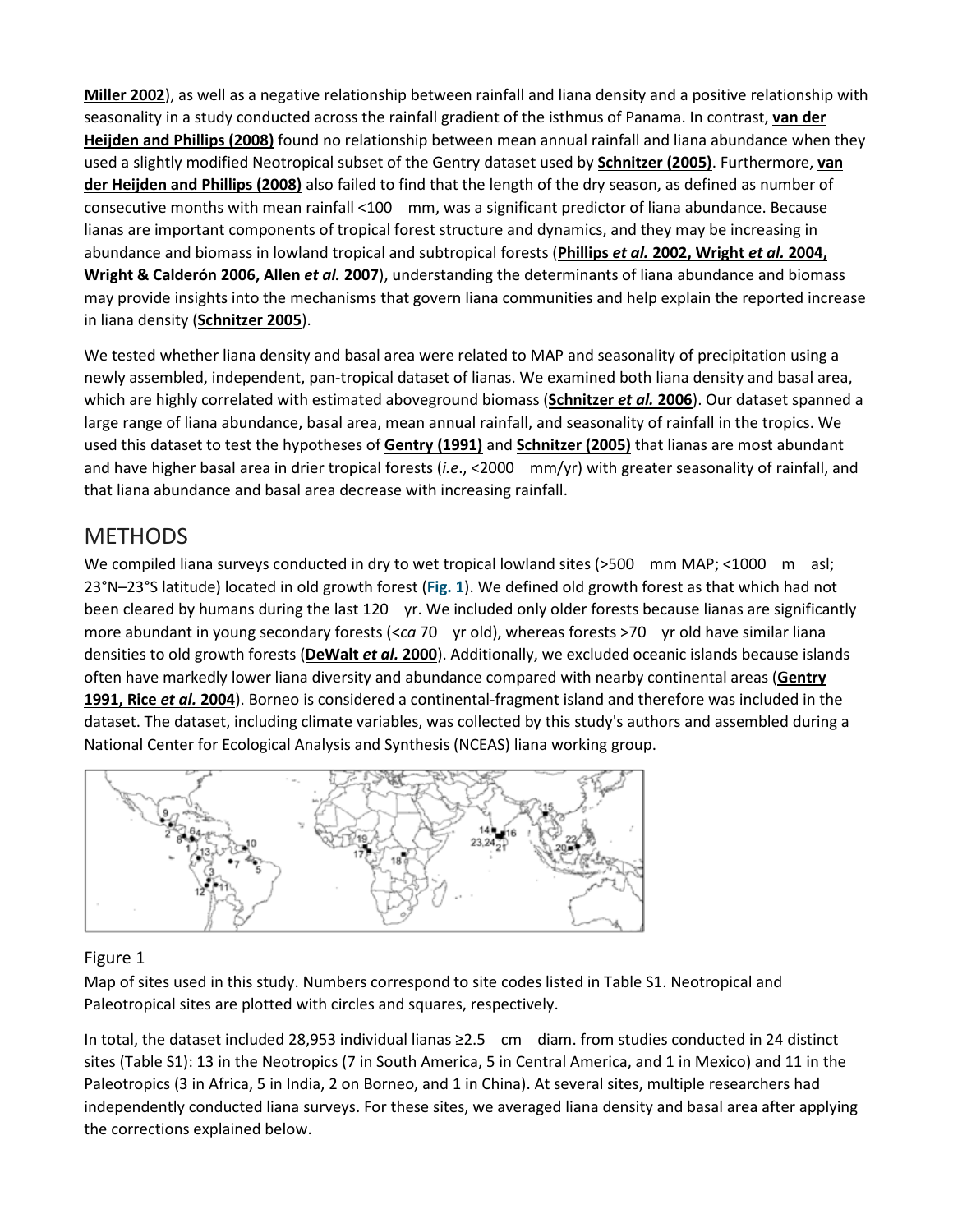**Miller 2002**), as well as a negative relationship between rainfall and liana density and a positive relationship with seasonality in a study conducted across the rainfall gradient of the isthmus of Panama. In contrast, **van der Heijden and Phillips (2008)** found no relationship between mean annual rainfall and liana abundance when they used a slightly modified Neotropical subset of the Gentry dataset used by **Schnitzer (2005)**. Furthermore, **van der Heijden and Phillips (2008)** also failed to find that the length of the dry season, as defined as number of consecutive months with mean rainfall <100 mm, was a significant predictor of liana abundance. Because lianas are important components of tropical forest structure and dynamics, and they may be increasing in abundance and biomass in lowland tropical and subtropical forests (**Phillips *et al.* 2002, Wright *et al.* 2004, Wright & Calderón 2006, Allen *et al.* 2007**), understanding the determinants of liana abundance and biomass may provide insights into the mechanisms that govern liana communities and help explain the reported increase in liana density (**Schnitzer 2005**).

We tested whether liana density and basal area were related to MAP and seasonality of precipitation using a newly assembled, independent, pan-tropical dataset of lianas. We examined both liana density and basal area, which are highly correlated with estimated aboveground biomass (**Schnitzer *et al.* 2006**). Our dataset spanned a large range of liana abundance, basal area, mean annual rainfall, and seasonality of rainfall in the tropics. We used this dataset to test the hypotheses of **Gentry (1991)** and **Schnitzer (2005)** that lianas are most abundant and have higher basal area in drier tropical forests (*i.e.*, <2000 mm/yr) with greater seasonality of rainfall, and that liana abundance and basal area decrease with increasing rainfall.

## METHODS

We compiled liana surveys conducted in dry to wet tropical lowland sites (>500 mm MAP; <1000 m asl; 23°N–23°S latitude) located in old growth forest (**Fig. 1**). We defined old growth forest as that which had not been cleared by humans during the last 120 yr. We included only older forests because lianas are significantly more abundant in young secondary forests (<*ca* 70 yr old), whereas forests >70 yr old have similar liana densities to old growth forests (**DeWalt *et al.* 2000**). Additionally, we excluded oceanic islands because islands often have markedly lower liana diversity and abundance compared with nearby continental areas (**Gentry 1991, Rice *et al.* 2004**). Borneo is considered a continental-fragment island and therefore was included in the dataset. The dataset, including climate variables, was collected by this study's authors and assembled during a National Center for Ecological Analysis and Synthesis (NCEAS) liana working group.

Figure 1

Map of sites used in this study. Numbers correspond to site codes listed in Table S1. Neotropical and Paleotropical sites are plotted with circles and squares, respectively.

In total, the dataset included 28,953 individual lianas ≥2.5 cm diam. from studies conducted in 24 distinct sites (Table S1): 13 in the Neotropics (7 in South America, 5 in Central America, and 1 in Mexico) and 11 in the Paleotropics (3 in Africa, 5 in India, 2 on Borneo, and 1 in China). At several sites, multiple researchers had independently conducted liana surveys. For these sites, we averaged liana density and basal area after applying the corrections explained below.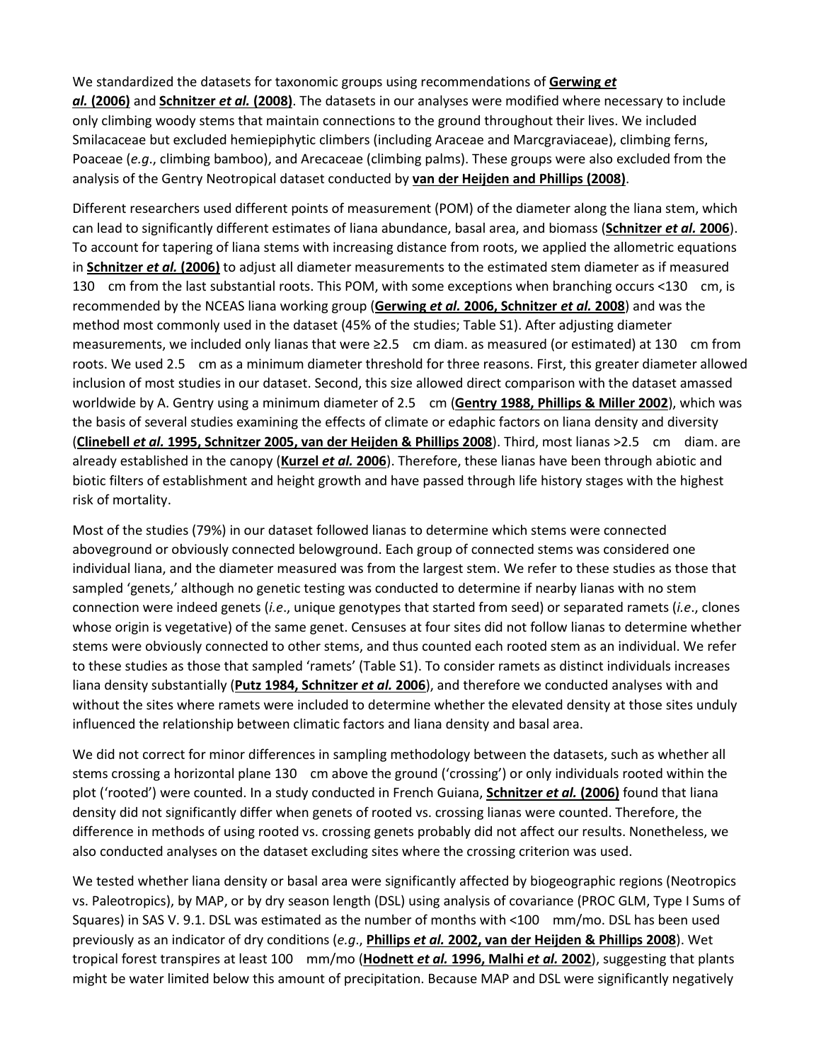We standardized the datasets for taxonomic groups using recommendations of **Gerwing *et al.* (2006)** and **Schnitzer *et al.* (2008)**. The datasets in our analyses were modified where necessary to include only climbing woody stems that maintain connections to the ground throughout their lives. We included Smilacaceae but excluded hemiepiphytic climbers (including Araceae and Marcgraviaceae), climbing ferns, Poaceae (*e.g*., climbing bamboo), and Arecaceae (climbing palms). These groups were also excluded from the analysis of the Gentry Neotropical dataset conducted by **van der Heijden and Phillips (2008)**.

Different researchers used different points of measurement (POM) of the diameter along the liana stem, which can lead to significantly different estimates of liana abundance, basal area, and biomass (**Schnitzer *et al.* 2006**). To account for tapering of liana stems with increasing distance from roots, we applied the allometric equations in **Schnitzer *et al.* (2006)** to adjust all diameter measurements to the estimated stem diameter as if measured 130 cm from the last substantial roots. This POM, with some exceptions when branching occurs <130 cm, is recommended by the NCEAS liana working group (**Gerwing *et al.* 2006, Schnitzer *et al.* 2008**) and was the method most commonly used in the dataset (45% of the studies; Table S1). After adjusting diameter measurements, we included only lianas that were ≥2.5 cm diam. as measured (or estimated) at 130 cm from roots. We used 2.5 cm as a minimum diameter threshold for three reasons. First, this greater diameter allowed inclusion of most studies in our dataset. Second, this size allowed direct comparison with the dataset amassed worldwide by A. Gentry using a minimum diameter of 2.5 cm (**Gentry 1988, Phillips & Miller 2002**), which was the basis of several studies examining the effects of climate or edaphic factors on liana density and diversity (**Clinebell *et al.* 1995, Schnitzer 2005, van der Heijden & Phillips 2008**). Third, most lianas >2.5 cm diam. are already established in the canopy (**Kurzel *et al.* 2006**). Therefore, these lianas have been through abiotic and biotic filters of establishment and height growth and have passed through life history stages with the highest risk of mortality.

Most of the studies (79%) in our dataset followed lianas to determine which stems were connected aboveground or obviously connected belowground. Each group of connected stems was considered one individual liana, and the diameter measured was from the largest stem. We refer to these studies as those that sampled 'genets,' although no genetic testing was conducted to determine if nearby lianas with no stem connection were indeed genets (*i.e*., unique genotypes that started from seed) or separated ramets (*i.e*., clones whose origin is vegetative) of the same genet. Censuses at four sites did not follow lianas to determine whether stems were obviously connected to other stems, and thus counted each rooted stem as an individual. We refer to these studies as those that sampled 'ramets' (Table S1). To consider ramets as distinct individuals increases liana density substantially (**Putz 1984, Schnitzer *et al.* 2006**), and therefore we conducted analyses with and without the sites where ramets were included to determine whether the elevated density at those sites unduly influenced the relationship between climatic factors and liana density and basal area.

We did not correct for minor differences in sampling methodology between the datasets, such as whether all stems crossing a horizontal plane 130 cm above the ground ('crossing') or only individuals rooted within the plot ('rooted') were counted. In a study conducted in French Guiana, **Schnitzer *et al.* (2006)** found that liana density did not significantly differ when genets of rooted vs. crossing lianas were counted. Therefore, the difference in methods of using rooted vs. crossing genets probably did not affect our results. Nonetheless, we also conducted analyses on the dataset excluding sites where the crossing criterion was used.

We tested whether liana density or basal area were significantly affected by biogeographic regions (Neotropics vs. Paleotropics), by MAP, or by dry season length (DSL) using analysis of covariance (PROC GLM, Type I Sums of Squares) in SAS V. 9.1. DSL was estimated as the number of months with <100 mm/mo. DSL has been used previously as an indicator of dry conditions (*e.g*., **Phillips *et al.* 2002, van der Heijden & Phillips 2008**). Wet tropical forest transpires at least 100 mm/mo (**Hodnett *et al.* 1996, Malhi *et al.* 2002**), suggesting that plants might be water limited below this amount of precipitation. Because MAP and DSL were significantly negatively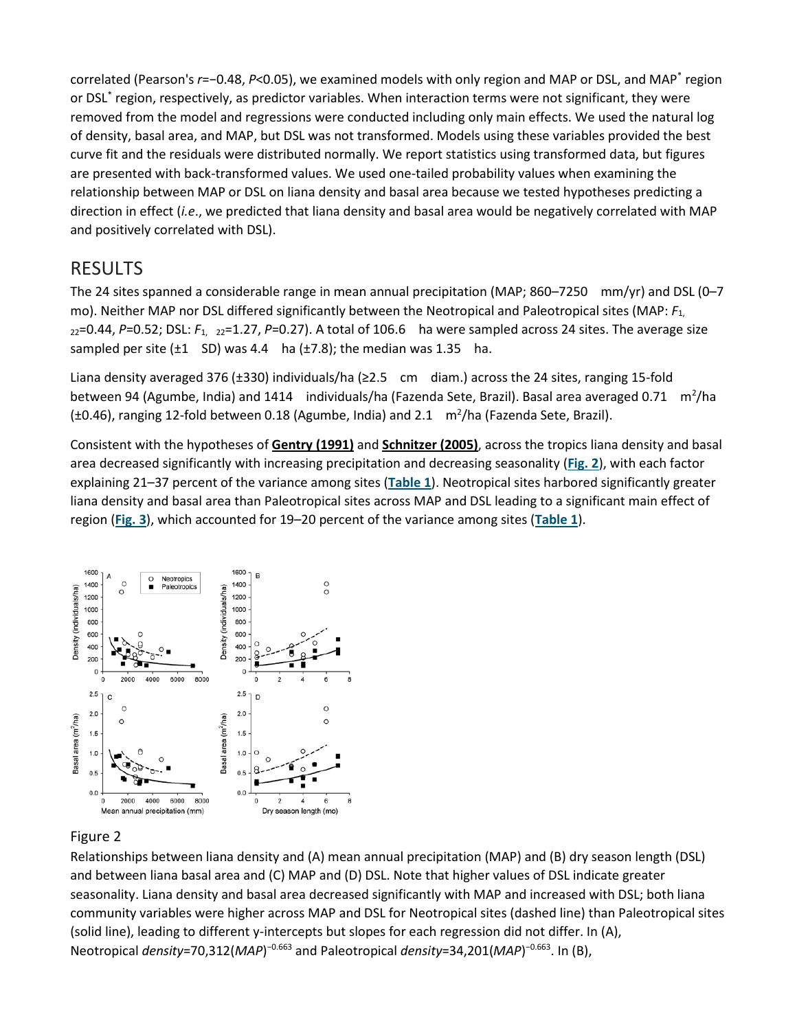correlated (Pearson's $r=-0.48$, $P<0.05$), we examined models with only region and MAP or DSL, and MAP* region or DSL* region, respectively, as predictor variables. When interaction terms were not significant, they were removed from the model and regressions were conducted including only main effects. We used the natural log of density, basal area, and MAP, but DSL was not transformed. Models using these variables provided the best curve fit and the residuals were distributed normally. We report statistics using transformed data, but figures are presented with back-transformed values. We used one-tailed probability values when examining the relationship between MAP or DSL on liana density and basal area because we tested hypotheses predicting a direction in effect (*i.e.*, we predicted that liana density and basal area would be negatively correlated with MAP and positively correlated with DSL).

## RESULTS

The 24 sites spanned a considerable range in mean annual precipitation (MAP; 860–7250 mm/yr) and DSL (0–7 mo). Neither MAP nor DSL differed significantly between the Neotropical and Paleotropical sites (MAP: $F_{1,22}=0.44$, $P=0.52$; DSL: $F_{1,22}=1.27$, $P=0.27$). A total of 106.6 ha were sampled across 24 sites. The average size sampled per site (±1 SD) was 4.4 ha (±7.8); the median was 1.35 ha.

Liana density averaged 376 (±330) individuals/ha (≥2.5 cm diam.) across the 24 sites, ranging 15-fold between 94 (Agumbe, India) and 1414 individuals/ha (Fazenda Sete, Brazil). Basal area averaged 0.71 $m^2$/ha (±0.46), ranging 12-fold between 0.18 (Agumbe, India) and 2.1 $m^2$/ha (Fazenda Sete, Brazil).

Consistent with the hypotheses of **Gentry (1991)** and **Schnitzer (2005)**, across the tropics liana density and basal area decreased significantly with increasing precipitation and decreasing seasonality (**Fig. 2**), with each factor explaining 21–37 percent of the variance among sites (**Table 1**). Neotropical sites harbored significantly greater liana density and basal area than Paleotropical sites across MAP and DSL leading to a significant main effect of region (**Fig. 3**), which accounted for 19–20 percent of the variance among sites (**Table 1**).

### Figure 2

Relationships between liana density and (A) mean annual precipitation (MAP) and (B) dry season length (DSL) and between liana basal area and (C) MAP and (D) DSL. Note that higher values of DSL indicate greater seasonality. Liana density and basal area decreased significantly with MAP and increased with DSL; both liana community variables were higher across MAP and DSL for Neotropical sites (dashed line) than Paleotropical sites (solid line), leading to different y-intercepts but slopes for each regression did not differ. In (A), Neotropical $density=70{,}312(MAP)^{-0.663}$ and Paleotropical $density=34{,}201(MAP)^{-0.663}$. In (B),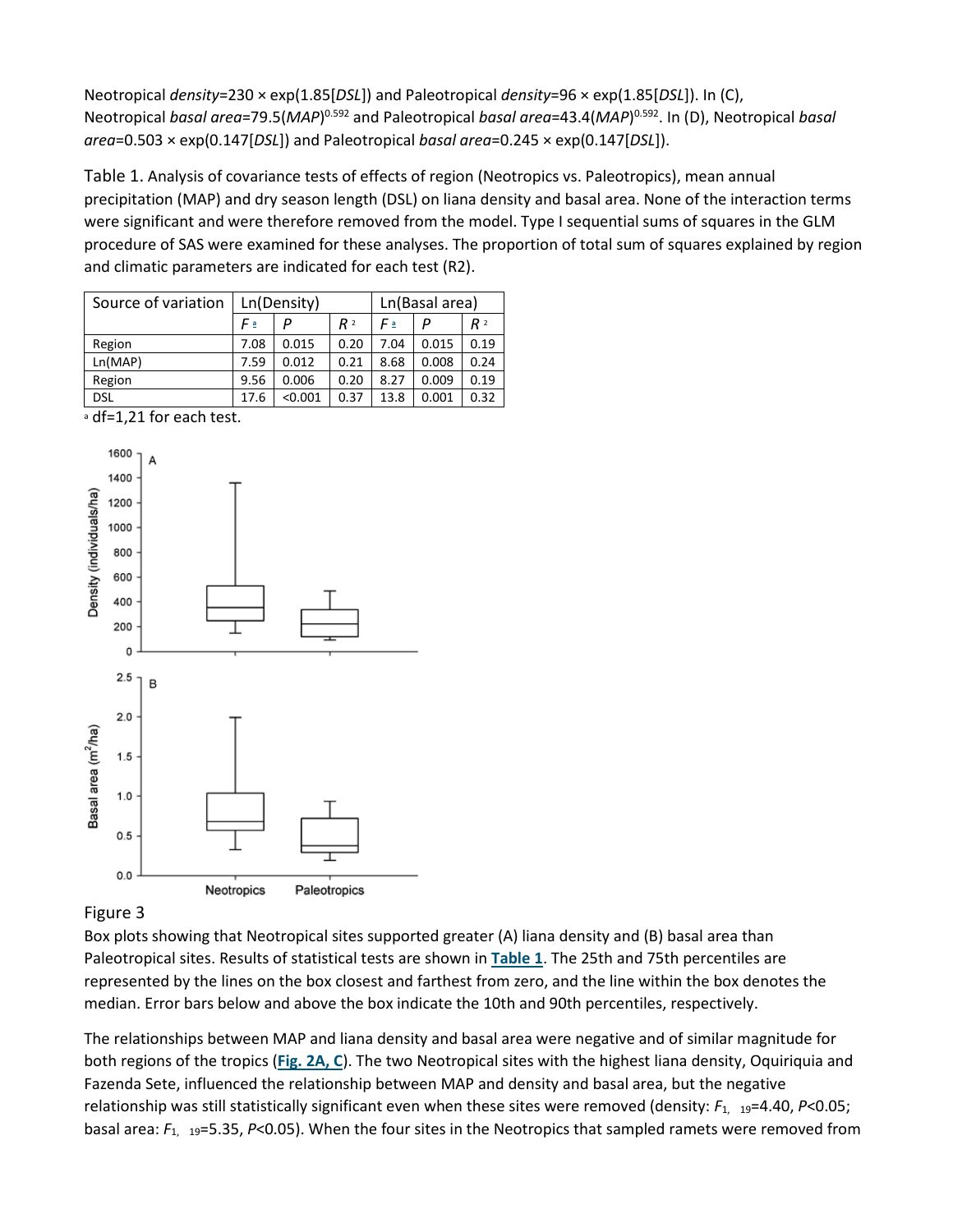Neotropical *density*=230 × exp(1.85[*DSL*]) and Paleotropical *density*=96 × exp(1.85[*DSL*]). In (C), Neotropical *basal area*=79.5(*MAP*)$^{0.592}$ and Paleotropical *basal area*=43.4(*MAP*)$^{0.592}$. In (D), Neotropical *basal area*=0.503 × exp(0.147[*DSL*]) and Paleotropical *basal area*=0.245 × exp(0.147[*DSL*]).

Table 1. Analysis of covariance tests of effects of region (Neotropics vs. Paleotropics), mean annual precipitation (MAP) and dry season length (DSL) on liana density and basal area. None of the interaction terms were significant and were therefore removed from the model. Type I sequential sums of squares in the GLM procedure of SAS were examined for these analyses. The proportion of total sum of squares explained by region and climatic parameters are indicated for each test (R2).

| Source of variation | Ln(Density) | | | Ln(Basal area) | | |
|---|---|---|---|---|---|---|
| | $F$ [a] | $P$ | $R^2$ | $F$ [a] | $P$ | $R^2$ |
| Region | 7.08 | 0.015 | 0.20 | 7.04 | 0.015 | 0.19 |
| Ln(MAP) | 7.59 | 0.012 | 0.21 | 8.68 | 0.008 | 0.24 |
| Region | 9.56 | 0.006 | 0.20 | 8.27 | 0.009 | 0.19 |
| DSL | 17.6 | <0.001 | 0.37 | 13.8 | 0.001 | 0.32 |

[a] df=1,21 for each test.

Figure 3

Box plots showing that Neotropical sites supported greater (A) liana density and (B) basal area than Paleotropical sites. Results of statistical tests are shown in **Table 1**. The 25th and 75th percentiles are represented by the lines on the box closest and farthest from zero, and the line within the box denotes the median. Error bars below and above the box indicate the 10th and 90th percentiles, respectively.

The relationships between MAP and liana density and basal area were negative and of similar magnitude for both regions of the tropics (**Fig. 2A, C**). The two Neotropical sites with the highest liana density, Oquiriquia and Fazenda Sete, influenced the relationship between MAP and density and basal area, but the negative relationship was still statistically significant even when these sites were removed (density: $F_{1,\ 19}$=4.40, $P$<0.05; basal area: $F_{1,\ 19}$=5.35, $P$<0.05). When the four sites in the Neotropics that sampled ramets were removed from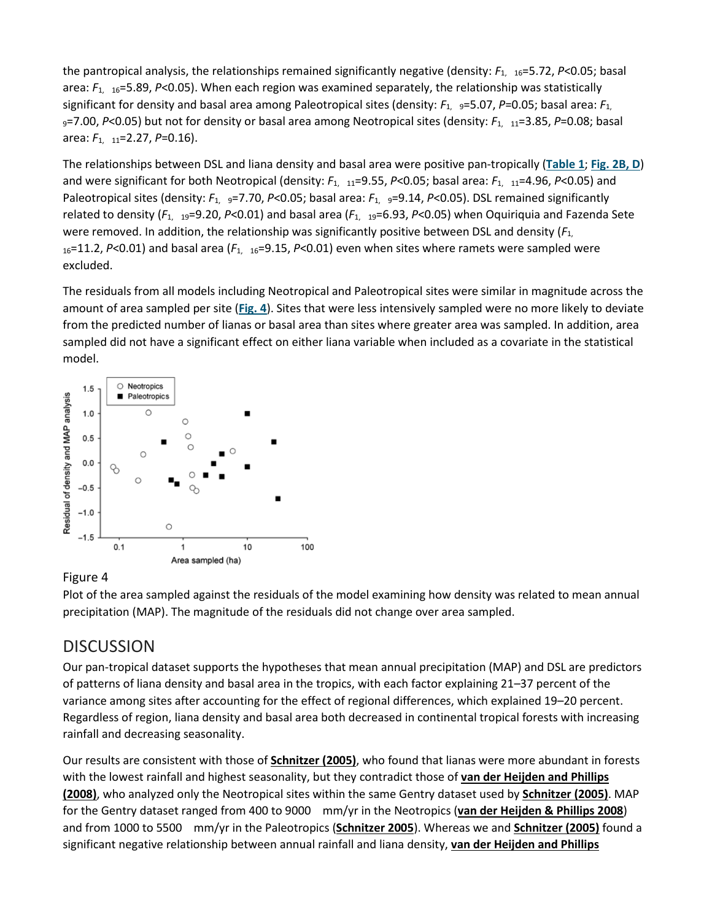the pantropical analysis, the relationships remained significantly negative (density: $F_{1,\ 16}$=5.72, $P$<0.05; basal area: $F_{1,\ 16}$=5.89, $P$<0.05). When each region was examined separately, the relationship was statistically significant for density and basal area among Paleotropical sites (density: $F_{1,\ 9}$=5.07, $P$=0.05; basal area: $F_{1,\ 9}$=7.00, $P$<0.05) but not for density or basal area among Neotropical sites (density: $F_{1,\ 11}$=3.85, $P$=0.08; basal area: $F_{1,\ 11}$=2.27, $P$=0.16).

The relationships between DSL and liana density and basal area were positive pan-tropically (**Table 1**; **Fig. 2B, D**) and were significant for both Neotropical (density: $F_{1,\ 11}$=9.55, $P$<0.05; basal area: $F_{1,\ 11}$=4.96, $P$<0.05) and Paleotropical sites (density: $F_{1,\ 9}$=7.70, $P$<0.05; basal area: $F_{1,\ 9}$=9.14, $P$<0.05). DSL remained significantly related to density ($F_{1,\ 19}$=9.20, $P$<0.01) and basal area ($F_{1,\ 19}$=6.93, $P$<0.05) when Oquiriquia and Fazenda Sete were removed. In addition, the relationship was significantly positive between DSL and density ($F_{1,\ 16}$=11.2, $P$<0.01) and basal area ($F_{1,\ 16}$=9.15, $P$<0.01) even when sites where ramets were sampled were excluded.

The residuals from all models including Neotropical and Paleotropical sites were similar in magnitude across the amount of area sampled per site (**Fig. 4**). Sites that were less intensively sampled were no more likely to deviate from the predicted number of lianas or basal area than sites where greater area was sampled. In addition, area sampled did not have a significant effect on either liana variable when included as a covariate in the statistical model.

Figure 4
Plot of the area sampled against the residuals of the model examining how density was related to mean annual precipitation (MAP). The magnitude of the residuals did not change over area sampled.

## DISCUSSION

Our pan-tropical dataset supports the hypotheses that mean annual precipitation (MAP) and DSL are predictors of patterns of liana density and basal area in the tropics, with each factor explaining 21–37 percent of the variance among sites after accounting for the effect of regional differences, which explained 19–20 percent. Regardless of region, liana density and basal area both decreased in continental tropical forests with increasing rainfall and decreasing seasonality.

Our results are consistent with those of **Schnitzer (2005)**, who found that lianas were more abundant in forests with the lowest rainfall and highest seasonality, but they contradict those of **van der Heijden and Phillips (2008)**, who analyzed only the Neotropical sites within the same Gentry dataset used by **Schnitzer (2005)**. MAP for the Gentry dataset ranged from 400 to 9000 mm/yr in the Neotropics (**van der Heijden & Phillips 2008**) and from 1000 to 5500 mm/yr in the Paleotropics (**Schnitzer 2005**). Whereas we and **Schnitzer (2005)** found a significant negative relationship between annual rainfall and liana density, **van der Heijden and Phillips**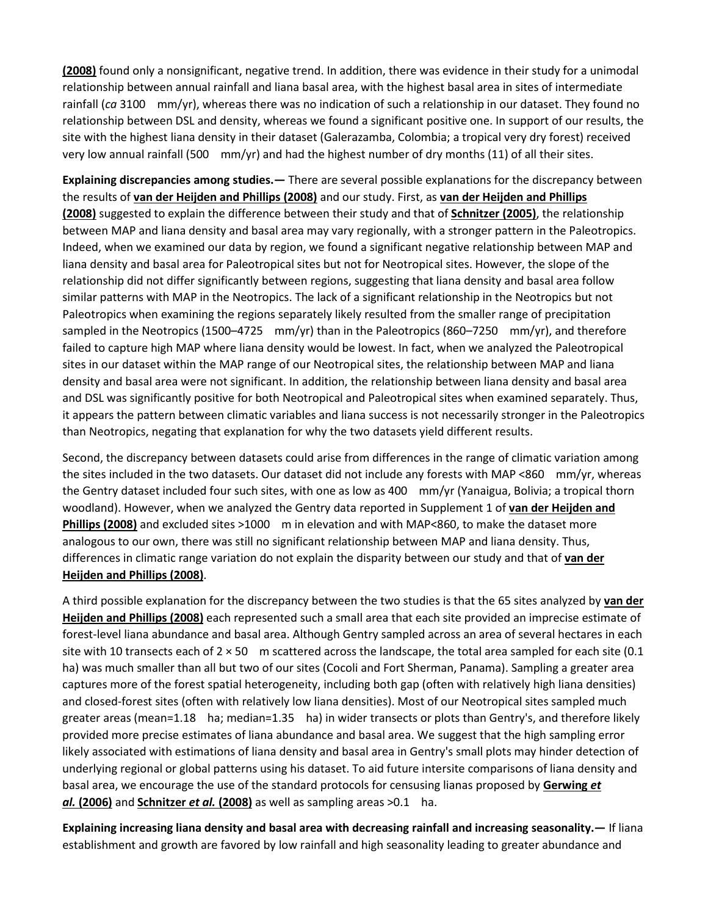**(2008)** found only a nonsignificant, negative trend. In addition, there was evidence in their study for a unimodal relationship between annual rainfall and liana basal area, with the highest basal area in sites of intermediate rainfall (*ca* 3100 mm/yr), whereas there was no indication of such a relationship in our dataset. They found no relationship between DSL and density, whereas we found a significant positive one. In support of our results, the site with the highest liana density in their dataset (Galerazamba, Colombia; a tropical very dry forest) received very low annual rainfall (500 mm/yr) and had the highest number of dry months (11) of all their sites.

**Explaining discrepancies among studies.—** There are several possible explanations for the discrepancy between the results of **van der Heijden and Phillips (2008)** and our study. First, as **van der Heijden and Phillips (2008)** suggested to explain the difference between their study and that of **Schnitzer (2005)**, the relationship between MAP and liana density and basal area may vary regionally, with a stronger pattern in the Paleotropics. Indeed, when we examined our data by region, we found a significant negative relationship between MAP and liana density and basal area for Paleotropical sites but not for Neotropical sites. However, the slope of the relationship did not differ significantly between regions, suggesting that liana density and basal area follow similar patterns with MAP in the Neotropics. The lack of a significant relationship in the Neotropics but not Paleotropics when examining the regions separately likely resulted from the smaller range of precipitation sampled in the Neotropics (1500–4725 mm/yr) than in the Paleotropics (860–7250 mm/yr), and therefore failed to capture high MAP where liana density would be lowest. In fact, when we analyzed the Paleotropical sites in our dataset within the MAP range of our Neotropical sites, the relationship between MAP and liana density and basal area were not significant. In addition, the relationship between liana density and basal area and DSL was significantly positive for both Neotropical and Paleotropical sites when examined separately. Thus, it appears the pattern between climatic variables and liana success is not necessarily stronger in the Paleotropics than Neotropics, negating that explanation for why the two datasets yield different results.

Second, the discrepancy between datasets could arise from differences in the range of climatic variation among the sites included in the two datasets. Our dataset did not include any forests with MAP <860 mm/yr, whereas the Gentry dataset included four such sites, with one as low as 400 mm/yr (Yanaigua, Bolivia; a tropical thorn woodland). However, when we analyzed the Gentry data reported in Supplement 1 of **van der Heijden and Phillips (2008)** and excluded sites >1000 m in elevation and with MAP<860, to make the dataset more analogous to our own, there was still no significant relationship between MAP and liana density. Thus, differences in climatic range variation do not explain the disparity between our study and that of **van der Heijden and Phillips (2008)**.

A third possible explanation for the discrepancy between the two studies is that the 65 sites analyzed by **van der Heijden and Phillips (2008)** each represented such a small area that each site provided an imprecise estimate of forest-level liana abundance and basal area. Although Gentry sampled across an area of several hectares in each site with 10 transects each of 2 × 50 m scattered across the landscape, the total area sampled for each site (0.1 ha) was much smaller than all but two of our sites (Cocoli and Fort Sherman, Panama). Sampling a greater area captures more of the forest spatial heterogeneity, including both gap (often with relatively high liana densities) and closed-forest sites (often with relatively low liana densities). Most of our Neotropical sites sampled much greater areas (mean=1.18 ha; median=1.35 ha) in wider transects or plots than Gentry's, and therefore likely provided more precise estimates of liana abundance and basal area. We suggest that the high sampling error likely associated with estimations of liana density and basal area in Gentry's small plots may hinder detection of underlying regional or global patterns using his dataset. To aid future intersite comparisons of liana density and basal area, we encourage the use of the standard protocols for censusing lianas proposed by **Gerwing *et al.* (2006)** and **Schnitzer *et al.* (2008)** as well as sampling areas >0.1 ha.

**Explaining increasing liana density and basal area with decreasing rainfall and increasing seasonality.—** If liana establishment and growth are favored by low rainfall and high seasonality leading to greater abundance and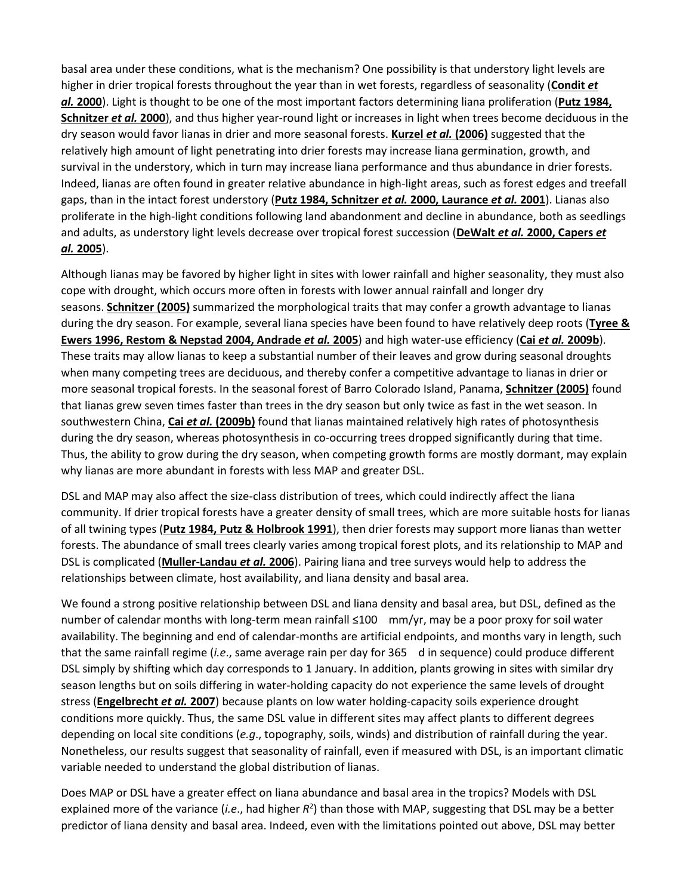basal area under these conditions, what is the mechanism? One possibility is that understory light levels are higher in drier tropical forests throughout the year than in wet forests, regardless of seasonality (**Condit *et al.* 2000**). Light is thought to be one of the most important factors determining liana proliferation (**Putz 1984, Schnitzer *et al.* 2000**), and thus higher year-round light or increases in light when trees become deciduous in the dry season would favor lianas in drier and more seasonal forests. **Kurzel *et al.* (2006)** suggested that the relatively high amount of light penetrating into drier forests may increase liana germination, growth, and survival in the understory, which in turn may increase liana performance and thus abundance in drier forests. Indeed, lianas are often found in greater relative abundance in high-light areas, such as forest edges and treefall gaps, than in the intact forest understory (**Putz 1984, Schnitzer *et al.* 2000, Laurance *et al.* 2001**). Lianas also proliferate in the high-light conditions following land abandonment and decline in abundance, both as seedlings and adults, as understory light levels decrease over tropical forest succession (**DeWalt *et al.* 2000, Capers *et al.* 2005**).

Although lianas may be favored by higher light in sites with lower rainfall and higher seasonality, they must also cope with drought, which occurs more often in forests with lower annual rainfall and longer dry seasons. **Schnitzer (2005)** summarized the morphological traits that may confer a growth advantage to lianas during the dry season. For example, several liana species have been found to have relatively deep roots (**Tyree & Ewers 1996, Restom & Nepstad 2004, Andrade *et al.* 2005**) and high water-use efficiency (**Cai *et al.* 2009b**). These traits may allow lianas to keep a substantial number of their leaves and grow during seasonal droughts when many competing trees are deciduous, and thereby confer a competitive advantage to lianas in drier or more seasonal tropical forests. In the seasonal forest of Barro Colorado Island, Panama, **Schnitzer (2005)** found that lianas grew seven times faster than trees in the dry season but only twice as fast in the wet season. In southwestern China, **Cai *et al.* (2009b)** found that lianas maintained relatively high rates of photosynthesis during the dry season, whereas photosynthesis in co-occurring trees dropped significantly during that time. Thus, the ability to grow during the dry season, when competing growth forms are mostly dormant, may explain why lianas are more abundant in forests with less MAP and greater DSL.

DSL and MAP may also affect the size-class distribution of trees, which could indirectly affect the liana community. If drier tropical forests have a greater density of small trees, which are more suitable hosts for lianas of all twining types (**Putz 1984, Putz & Holbrook 1991**), then drier forests may support more lianas than wetter forests. The abundance of small trees clearly varies among tropical forest plots, and its relationship to MAP and DSL is complicated (**Muller-Landau *et al.* 2006**). Pairing liana and tree surveys would help to address the relationships between climate, host availability, and liana density and basal area.

We found a strong positive relationship between DSL and liana density and basal area, but DSL, defined as the number of calendar months with long-term mean rainfall ≤100 mm/yr, may be a poor proxy for soil water availability. The beginning and end of calendar-months are artificial endpoints, and months vary in length, such that the same rainfall regime (*i.e*., same average rain per day for 365 d in sequence) could produce different DSL simply by shifting which day corresponds to 1 January. In addition, plants growing in sites with similar dry season lengths but on soils differing in water-holding capacity do not experience the same levels of drought stress (**Engelbrecht *et al.* 2007**) because plants on low water holding-capacity soils experience drought conditions more quickly. Thus, the same DSL value in different sites may affect plants to different degrees depending on local site conditions (*e.g*., topography, soils, winds) and distribution of rainfall during the year. Nonetheless, our results suggest that seasonality of rainfall, even if measured with DSL, is an important climatic variable needed to understand the global distribution of lianas.

Does MAP or DSL have a greater effect on liana abundance and basal area in the tropics? Models with DSL explained more of the variance (*i.e*., had higher $R^2$) than those with MAP, suggesting that DSL may be a better predictor of liana density and basal area. Indeed, even with the limitations pointed out above, DSL may better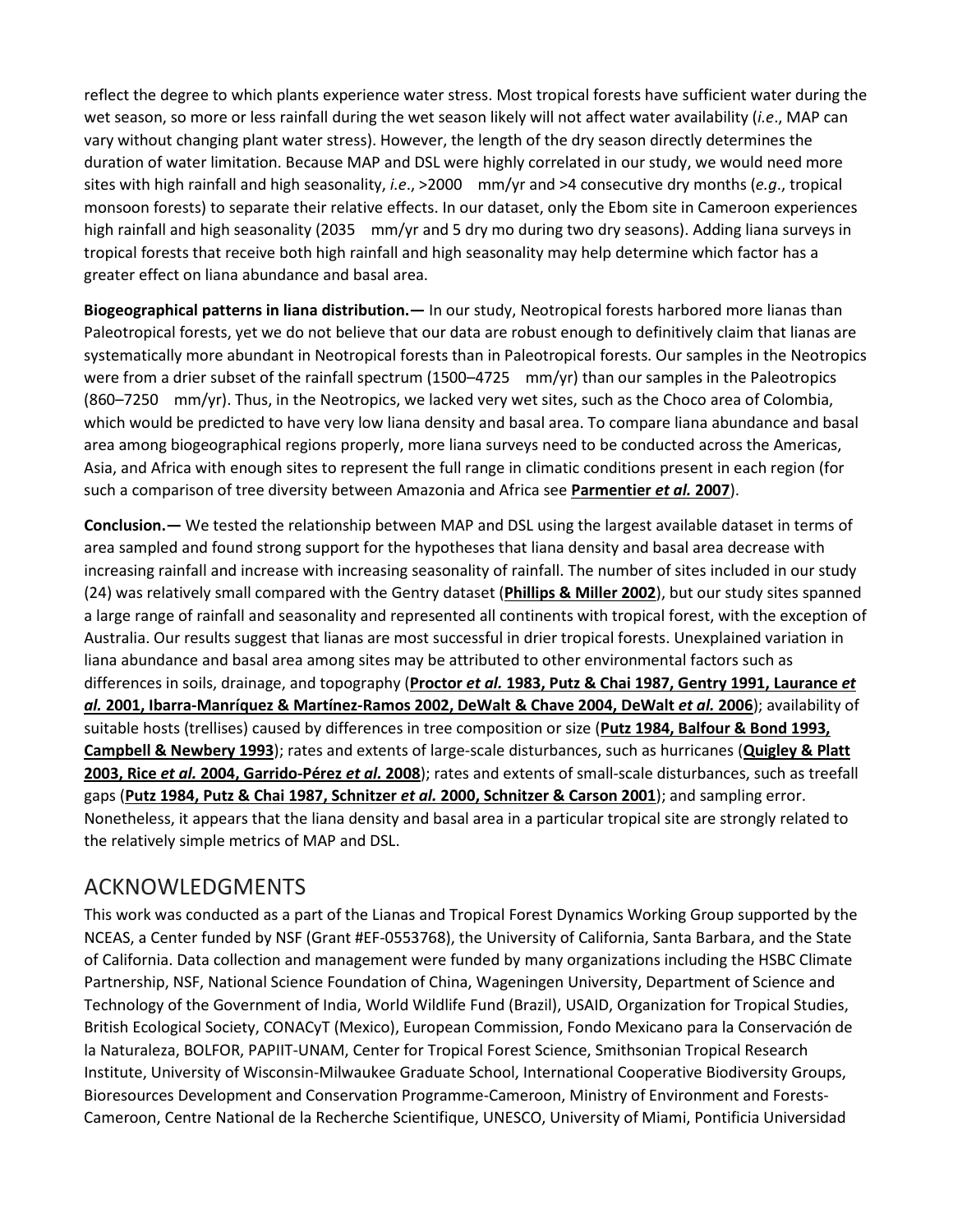reflect the degree to which plants experience water stress. Most tropical forests have sufficient water during the wet season, so more or less rainfall during the wet season likely will not affect water availability (*i.e*., MAP can vary without changing plant water stress). However, the length of the dry season directly determines the duration of water limitation. Because MAP and DSL were highly correlated in our study, we would need more sites with high rainfall and high seasonality, *i.e*., >2000 mm/yr and >4 consecutive dry months (*e.g*., tropical monsoon forests) to separate their relative effects. In our dataset, only the Ebom site in Cameroon experiences high rainfall and high seasonality (2035 mm/yr and 5 dry mo during two dry seasons). Adding liana surveys in tropical forests that receive both high rainfall and high seasonality may help determine which factor has a greater effect on liana abundance and basal area.

**Biogeographical patterns in liana distribution.—** In our study, Neotropical forests harbored more lianas than Paleotropical forests, yet we do not believe that our data are robust enough to definitively claim that lianas are systematically more abundant in Neotropical forests than in Paleotropical forests. Our samples in the Neotropics were from a drier subset of the rainfall spectrum (1500–4725 mm/yr) than our samples in the Paleotropics (860–7250 mm/yr). Thus, in the Neotropics, we lacked very wet sites, such as the Choco area of Colombia, which would be predicted to have very low liana density and basal area. To compare liana abundance and basal area among biogeographical regions properly, more liana surveys need to be conducted across the Americas, Asia, and Africa with enough sites to represent the full range in climatic conditions present in each region (for such a comparison of tree diversity between Amazonia and Africa see **Parmentier *et al.* 2007**).

**Conclusion.—** We tested the relationship between MAP and DSL using the largest available dataset in terms of area sampled and found strong support for the hypotheses that liana density and basal area decrease with increasing rainfall and increase with increasing seasonality of rainfall. The number of sites included in our study (24) was relatively small compared with the Gentry dataset (**Phillips & Miller 2002**), but our study sites spanned a large range of rainfall and seasonality and represented all continents with tropical forest, with the exception of Australia. Our results suggest that lianas are most successful in drier tropical forests. Unexplained variation in liana abundance and basal area among sites may be attributed to other environmental factors such as differences in soils, drainage, and topography (**Proctor *et al.* 1983, Putz & Chai 1987, Gentry 1991, Laurance *et al.* 2001, Ibarra-Manríquez & Martínez-Ramos 2002, DeWalt & Chave 2004, DeWalt *et al.* 2006**); availability of suitable hosts (trellises) caused by differences in tree composition or size (**Putz 1984, Balfour & Bond 1993, Campbell & Newbery 1993**); rates and extents of large-scale disturbances, such as hurricanes (**Quigley & Platt 2003, Rice *et al.* 2004, Garrido-Pérez *et al.* 2008**); rates and extents of small-scale disturbances, such as treefall gaps (**Putz 1984, Putz & Chai 1987, Schnitzer *et al.* 2000, Schnitzer & Carson 2001**); and sampling error. Nonetheless, it appears that the liana density and basal area in a particular tropical site are strongly related to the relatively simple metrics of MAP and DSL.

## ACKNOWLEDGMENTS

This work was conducted as a part of the Lianas and Tropical Forest Dynamics Working Group supported by the NCEAS, a Center funded by NSF (Grant #EF-0553768), the University of California, Santa Barbara, and the State of California. Data collection and management were funded by many organizations including the HSBC Climate Partnership, NSF, National Science Foundation of China, Wageningen University, Department of Science and Technology of the Government of India, World Wildlife Fund (Brazil), USAID, Organization for Tropical Studies, British Ecological Society, CONACyT (Mexico), European Commission, Fondo Mexicano para la Conservación de la Naturaleza, BOLFOR, PAPIIT-UNAM, Center for Tropical Forest Science, Smithsonian Tropical Research Institute, University of Wisconsin-Milwaukee Graduate School, International Cooperative Biodiversity Groups, Bioresources Development and Conservation Programme-Cameroon, Ministry of Environment and Forests-Cameroon, Centre National de la Recherche Scientifique, UNESCO, University of Miami, Pontificia Universidad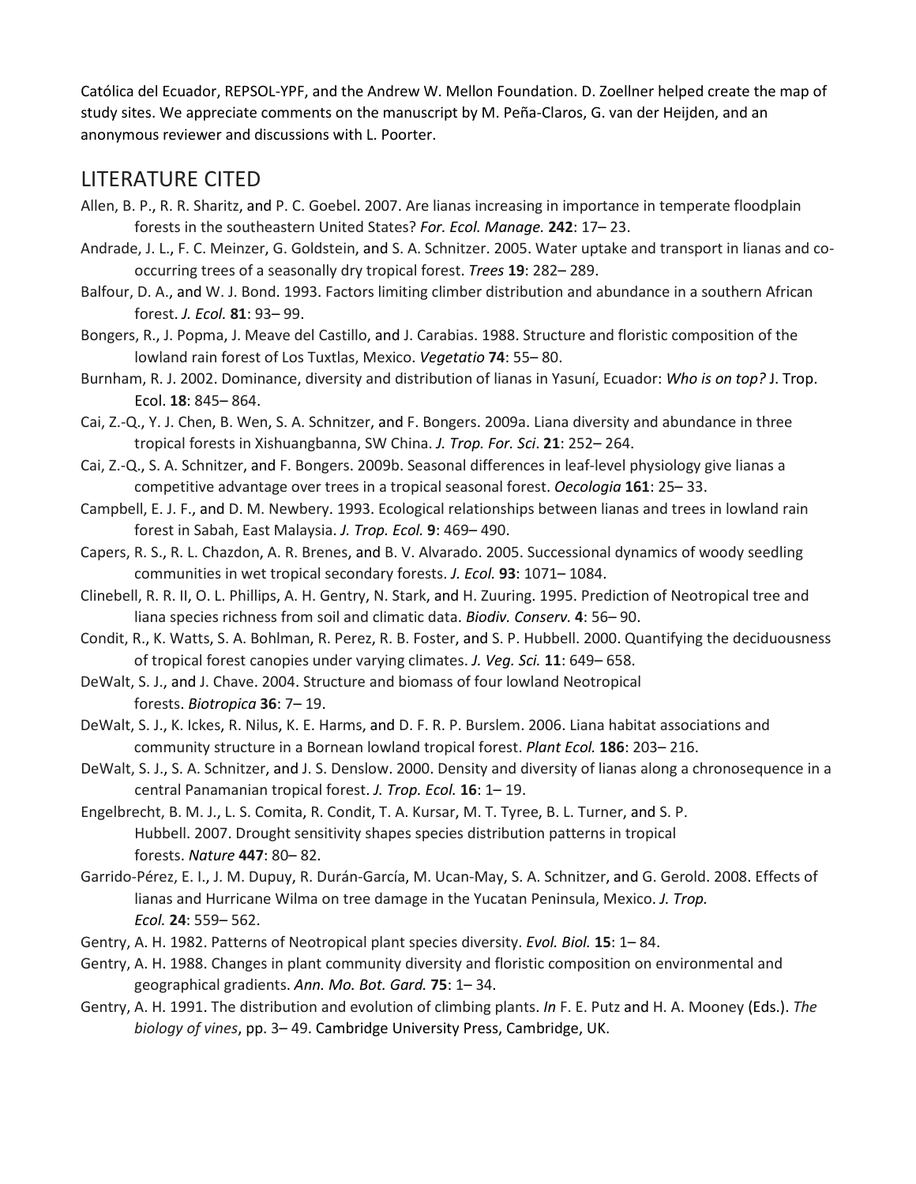Católica del Ecuador, REPSOL-YPF, and the Andrew W. Mellon Foundation. D. Zoellner helped create the map of study sites. We appreciate comments on the manuscript by M. Peña-Claros, G. van der Heijden, and an anonymous reviewer and discussions with L. Poorter.

## LITERATURE CITED

Allen, B. P., R. R. Sharitz, and P. C. Goebel. 2007. Are lianas increasing in importance in temperate floodplain forests in the southeastern United States? *For. Ecol. Manage.* **242**: 17– 23.

Andrade, J. L., F. C. Meinzer, G. Goldstein, and S. A. Schnitzer. 2005. Water uptake and transport in lianas and co-occurring trees of a seasonally dry tropical forest. *Trees* **19**: 282– 289.

Balfour, D. A., and W. J. Bond. 1993. Factors limiting climber distribution and abundance in a southern African forest. *J. Ecol.* **81**: 93– 99.

Bongers, R., J. Popma, J. Meave del Castillo, and J. Carabias. 1988. Structure and floristic composition of the lowland rain forest of Los Tuxtlas, Mexico. *Vegetatio* **74**: 55– 80.

Burnham, R. J. 2002. Dominance, diversity and distribution of lianas in Yasuní, Ecuador: *Who is on top?* J. Trop. Ecol. **18**: 845– 864.

Cai, Z.-Q., Y. J. Chen, B. Wen, S. A. Schnitzer, and F. Bongers. 2009a. Liana diversity and abundance in three tropical forests in Xishuangbanna, SW China. *J. Trop. For. Sci*. **21**: 252– 264.

Cai, Z.-Q., S. A. Schnitzer, and F. Bongers. 2009b. Seasonal differences in leaf-level physiology give lianas a competitive advantage over trees in a tropical seasonal forest. *Oecologia* **161**: 25– 33.

Campbell, E. J. F., and D. M. Newbery. 1993. Ecological relationships between lianas and trees in lowland rain forest in Sabah, East Malaysia. *J. Trop. Ecol.* **9**: 469– 490.

Capers, R. S., R. L. Chazdon, A. R. Brenes, and B. V. Alvarado. 2005. Successional dynamics of woody seedling communities in wet tropical secondary forests. *J. Ecol.* **93**: 1071– 1084.

Clinebell, R. R. II, O. L. Phillips, A. H. Gentry, N. Stark, and H. Zuuring. 1995. Prediction of Neotropical tree and liana species richness from soil and climatic data. *Biodiv. Conserv.* **4**: 56– 90.

Condit, R., K. Watts, S. A. Bohlman, R. Perez, R. B. Foster, and S. P. Hubbell. 2000. Quantifying the deciduousness of tropical forest canopies under varying climates. *J. Veg. Sci.* **11**: 649– 658.

DeWalt, S. J., and J. Chave. 2004. Structure and biomass of four lowland Neotropical forests. *Biotropica* **36**: 7– 19.

DeWalt, S. J., K. Ickes, R. Nilus, K. E. Harms, and D. F. R. P. Burslem. 2006. Liana habitat associations and community structure in a Bornean lowland tropical forest. *Plant Ecol.* **186**: 203– 216.

DeWalt, S. J., S. A. Schnitzer, and J. S. Denslow. 2000. Density and diversity of lianas along a chronosequence in a central Panamanian tropical forest. *J. Trop. Ecol.* **16**: 1– 19.

Engelbrecht, B. M. J., L. S. Comita, R. Condit, T. A. Kursar, M. T. Tyree, B. L. Turner, and S. P. Hubbell. 2007. Drought sensitivity shapes species distribution patterns in tropical forests. *Nature* **447**: 80– 82.

Garrido-Pérez, E. I., J. M. Dupuy, R. Durán-García, M. Ucan-May, S. A. Schnitzer, and G. Gerold. 2008. Effects of lianas and Hurricane Wilma on tree damage in the Yucatan Peninsula, Mexico. *J. Trop. Ecol.* **24**: 559– 562.

Gentry, A. H. 1982. Patterns of Neotropical plant species diversity. *Evol. Biol.* **15**: 1– 84.

Gentry, A. H. 1988. Changes in plant community diversity and floristic composition on environmental and geographical gradients. *Ann. Mo. Bot. Gard.* **75**: 1– 34.

Gentry, A. H. 1991. The distribution and evolution of climbing plants. *In* F. E. Putz and H. A. Mooney (Eds.). *The biology of vines*, pp. 3– 49. Cambridge University Press, Cambridge, UK.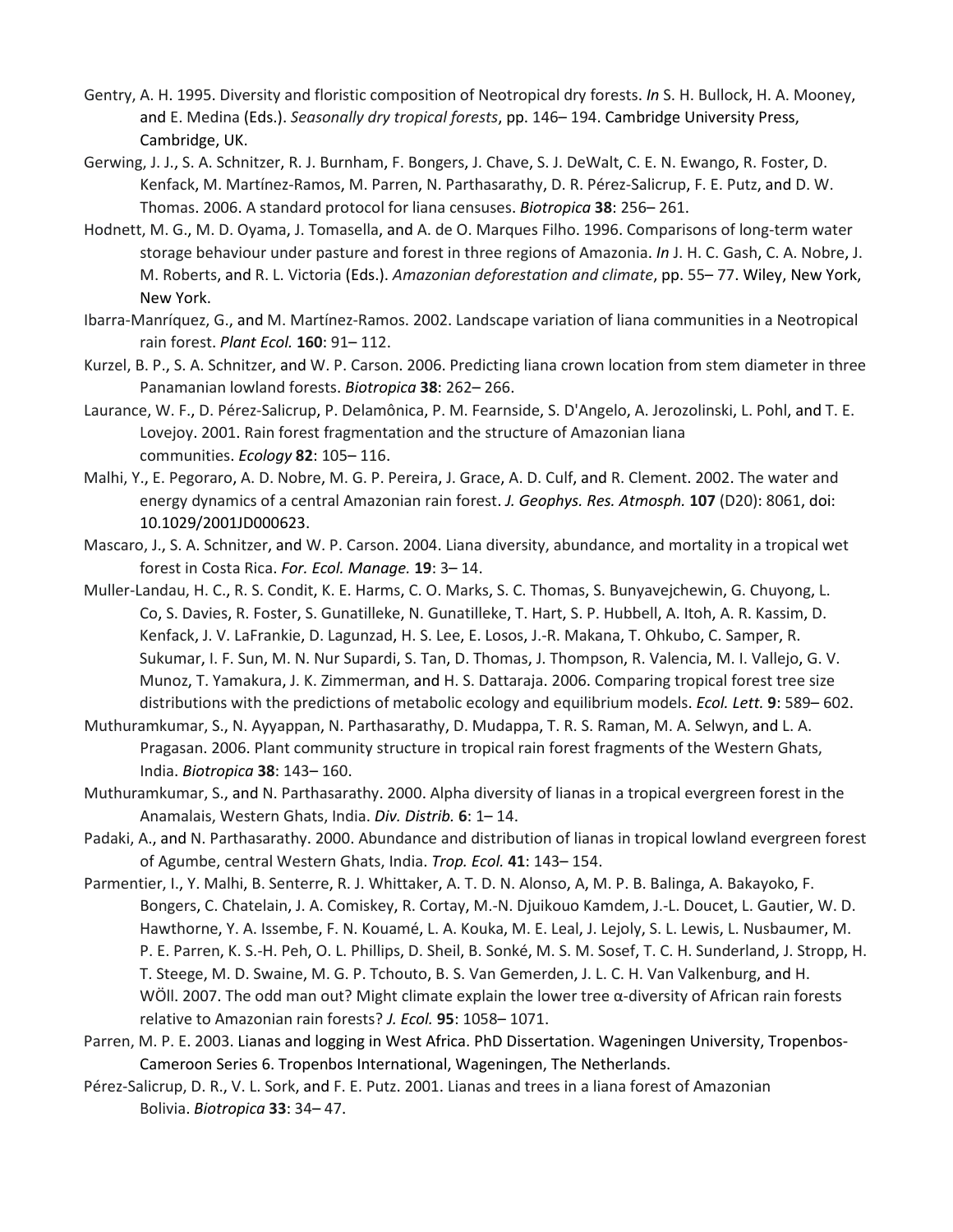Gentry, A. H. 1995. Diversity and floristic composition of Neotropical dry forests. *In* S. H. Bullock, H. A. Mooney, and E. Medina (Eds.). *Seasonally dry tropical forests*, pp. 146– 194. Cambridge University Press, Cambridge, UK.

Gerwing, J. J., S. A. Schnitzer, R. J. Burnham, F. Bongers, J. Chave, S. J. DeWalt, C. E. N. Ewango, R. Foster, D. Kenfack, M. Martínez-Ramos, M. Parren, N. Parthasarathy, D. R. Pérez-Salicrup, F. E. Putz, and D. W. Thomas. 2006. A standard protocol for liana censuses. *Biotropica* **38**: 256– 261.

Hodnett, M. G., M. D. Oyama, J. Tomasella, and A. de O. Marques Filho. 1996. Comparisons of long-term water storage behaviour under pasture and forest in three regions of Amazonia. *In* J. H. C. Gash, C. A. Nobre, J. M. Roberts, and R. L. Victoria (Eds.). *Amazonian deforestation and climate*, pp. 55– 77. Wiley, New York, New York.

Ibarra-Manríquez, G., and M. Martínez-Ramos. 2002. Landscape variation of liana communities in a Neotropical rain forest. *Plant Ecol.* **160**: 91– 112.

Kurzel, B. P., S. A. Schnitzer, and W. P. Carson. 2006. Predicting liana crown location from stem diameter in three Panamanian lowland forests. *Biotropica* **38**: 262– 266.

Laurance, W. F., D. Pérez-Salicrup, P. Delamônica, P. M. Fearnside, S. D'Angelo, A. Jerozolinski, L. Pohl, and T. E. Lovejoy. 2001. Rain forest fragmentation and the structure of Amazonian liana communities. *Ecology* **82**: 105– 116.

Malhi, Y., E. Pegoraro, A. D. Nobre, M. G. P. Pereira, J. Grace, A. D. Culf, and R. Clement. 2002. The water and energy dynamics of a central Amazonian rain forest. *J. Geophys. Res. Atmosph.* **107** (D20): 8061, doi: 10.1029/2001JD000623.

Mascaro, J., S. A. Schnitzer, and W. P. Carson. 2004. Liana diversity, abundance, and mortality in a tropical wet forest in Costa Rica. *For. Ecol. Manage.* **19**: 3– 14.

Muller-Landau, H. C., R. S. Condit, K. E. Harms, C. O. Marks, S. C. Thomas, S. Bunyavejchewin, G. Chuyong, L. Co, S. Davies, R. Foster, S. Gunatilleke, N. Gunatilleke, T. Hart, S. P. Hubbell, A. Itoh, A. R. Kassim, D. Kenfack, J. V. LaFrankie, D. Lagunzad, H. S. Lee, E. Losos, J.-R. Makana, T. Ohkubo, C. Samper, R. Sukumar, I. F. Sun, M. N. Nur Supardi, S. Tan, D. Thomas, J. Thompson, R. Valencia, M. I. Vallejo, G. V. Munoz, T. Yamakura, J. K. Zimmerman, and H. S. Dattaraja. 2006. Comparing tropical forest tree size distributions with the predictions of metabolic ecology and equilibrium models. *Ecol. Lett.* **9**: 589– 602.

Muthuramkumar, S., N. Ayyappan, N. Parthasarathy, D. Mudappa, T. R. S. Raman, M. A. Selwyn, and L. A. Pragasan. 2006. Plant community structure in tropical rain forest fragments of the Western Ghats, India. *Biotropica* **38**: 143– 160.

Muthuramkumar, S., and N. Parthasarathy. 2000. Alpha diversity of lianas in a tropical evergreen forest in the Anamalais, Western Ghats, India. *Div. Distrib.* **6**: 1– 14.

Padaki, A., and N. Parthasarathy. 2000. Abundance and distribution of lianas in tropical lowland evergreen forest of Agumbe, central Western Ghats, India. *Trop. Ecol.* **41**: 143– 154.

Parmentier, I., Y. Malhi, B. Senterre, R. J. Whittaker, A. T. D. N. Alonso, A, M. P. B. Balinga, A. Bakayoko, F. Bongers, C. Chatelain, J. A. Comiskey, R. Cortay, M.-N. Djuikouo Kamdem, J.-L. Doucet, L. Gautier, W. D. Hawthorne, Y. A. Issembe, F. N. Kouamé, L. A. Kouka, M. E. Leal, J. Lejoly, S. L. Lewis, L. Nusbaumer, M. P. E. Parren, K. S.-H. Peh, O. L. Phillips, D. Sheil, B. Sonké, M. S. M. Sosef, T. C. H. Sunderland, J. Stropp, H. T. Steege, M. D. Swaine, M. G. P. Tchouto, B. S. Van Gemerden, J. L. C. H. Van Valkenburg, and H. WÖll. 2007. The odd man out? Might climate explain the lower tree α-diversity of African rain forests relative to Amazonian rain forests? *J. Ecol.* **95**: 1058– 1071.

Parren, M. P. E. 2003. Lianas and logging in West Africa. PhD Dissertation. Wageningen University, Tropenbos-Cameroon Series 6. Tropenbos International, Wageningen, The Netherlands.

Pérez-Salicrup, D. R., V. L. Sork, and F. E. Putz. 2001. Lianas and trees in a liana forest of Amazonian Bolivia. *Biotropica* **33**: 34– 47.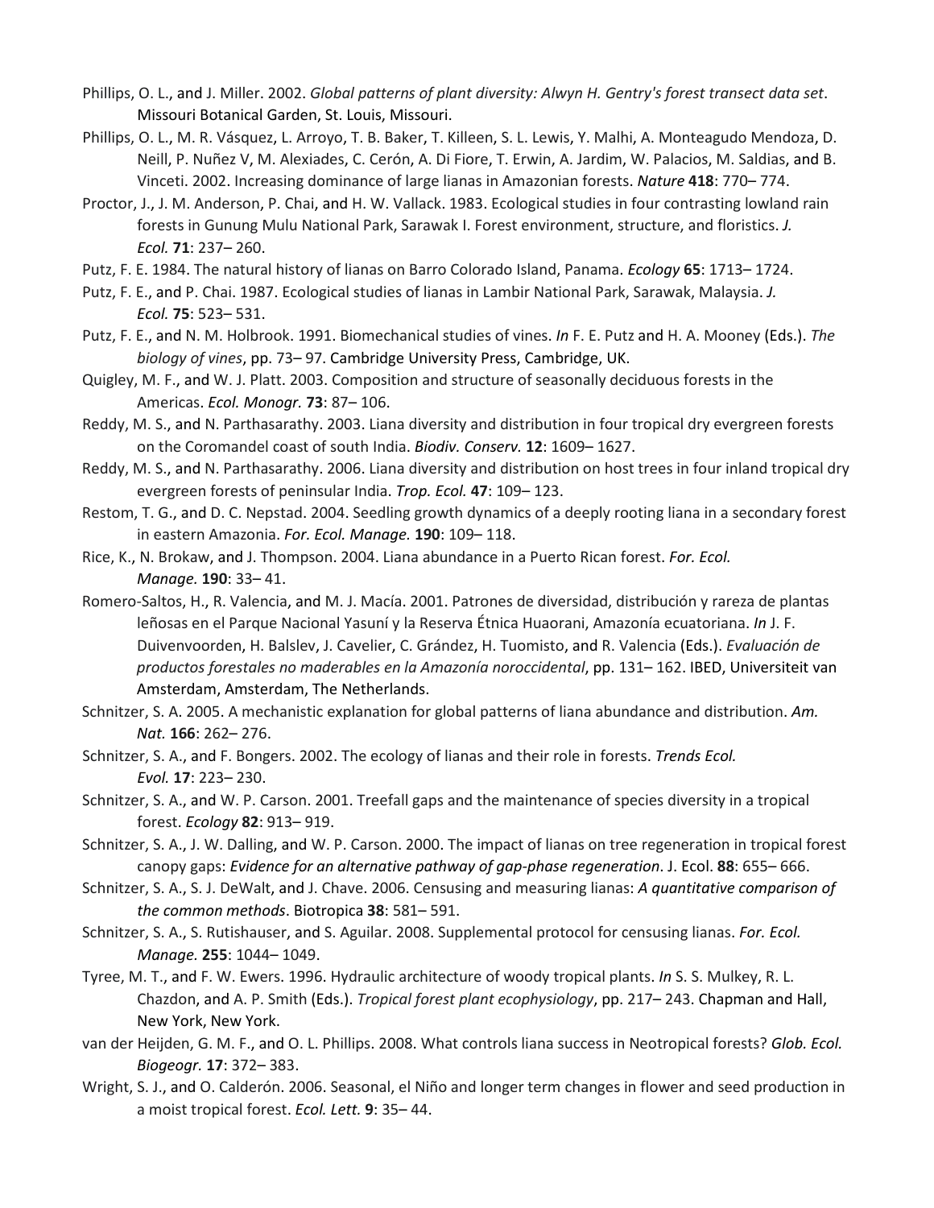Phillips, O. L., and J. Miller. 2002. *Global patterns of plant diversity: Alwyn H. Gentry's forest transect data set*. Missouri Botanical Garden, St. Louis, Missouri.

Phillips, O. L., M. R. Vásquez, L. Arroyo, T. B. Baker, T. Killeen, S. L. Lewis, Y. Malhi, A. Monteagudo Mendoza, D. Neill, P. Nuñez V, M. Alexiades, C. Cerón, A. Di Fiore, T. Erwin, A. Jardim, W. Palacios, M. Saldias, and B. Vinceti. 2002. Increasing dominance of large lianas in Amazonian forests. *Nature* **418**: 770– 774.

Proctor, J., J. M. Anderson, P. Chai, and H. W. Vallack. 1983. Ecological studies in four contrasting lowland rain forests in Gunung Mulu National Park, Sarawak I. Forest environment, structure, and floristics. *J. Ecol.* **71**: 237– 260.

Putz, F. E. 1984. The natural history of lianas on Barro Colorado Island, Panama. *Ecology* **65**: 1713– 1724.

Putz, F. E., and P. Chai. 1987. Ecological studies of lianas in Lambir National Park, Sarawak, Malaysia. *J. Ecol.* **75**: 523– 531.

Putz, F. E., and N. M. Holbrook. 1991. Biomechanical studies of vines. *In* F. E. Putz and H. A. Mooney (Eds.). *The biology of vines*, pp. 73– 97. Cambridge University Press, Cambridge, UK.

Quigley, M. F., and W. J. Platt. 2003. Composition and structure of seasonally deciduous forests in the Americas. *Ecol. Monogr.* **73**: 87– 106.

Reddy, M. S., and N. Parthasarathy. 2003. Liana diversity and distribution in four tropical dry evergreen forests on the Coromandel coast of south India. *Biodiv. Conserv.* **12**: 1609– 1627.

Reddy, M. S., and N. Parthasarathy. 2006. Liana diversity and distribution on host trees in four inland tropical dry evergreen forests of peninsular India. *Trop. Ecol.* **47**: 109– 123.

Restom, T. G., and D. C. Nepstad. 2004. Seedling growth dynamics of a deeply rooting liana in a secondary forest in eastern Amazonia. *For. Ecol. Manage.* **190**: 109– 118.

Rice, K., N. Brokaw, and J. Thompson. 2004. Liana abundance in a Puerto Rican forest. *For. Ecol. Manage.* **190**: 33– 41.

Romero-Saltos, H., R. Valencia, and M. J. Macía. 2001. Patrones de diversidad, distribución y rareza de plantas leñosas en el Parque Nacional Yasuní y la Reserva Étnica Huaorani, Amazonía ecuatoriana. *In* J. F. Duivenvoorden, H. Balslev, J. Cavelier, C. Grández, H. Tuomisto, and R. Valencia (Eds.). *Evaluación de productos forestales no maderables en la Amazonía noroccidental*, pp. 131– 162. IBED, Universiteit van Amsterdam, Amsterdam, The Netherlands.

Schnitzer, S. A. 2005. A mechanistic explanation for global patterns of liana abundance and distribution. *Am. Nat.* **166**: 262– 276.

Schnitzer, S. A., and F. Bongers. 2002. The ecology of lianas and their role in forests. *Trends Ecol. Evol.* **17**: 223– 230.

Schnitzer, S. A., and W. P. Carson. 2001. Treefall gaps and the maintenance of species diversity in a tropical forest. *Ecology* **82**: 913– 919.

Schnitzer, S. A., J. W. Dalling, and W. P. Carson. 2000. The impact of lianas on tree regeneration in tropical forest canopy gaps: *Evidence for an alternative pathway of gap-phase regeneration*. J. Ecol. **88**: 655– 666.

Schnitzer, S. A., S. J. DeWalt, and J. Chave. 2006. Censusing and measuring lianas: *A quantitative comparison of the common methods*. Biotropica **38**: 581– 591.

Schnitzer, S. A., S. Rutishauser, and S. Aguilar. 2008. Supplemental protocol for censusing lianas. *For. Ecol. Manage.* **255**: 1044– 1049.

Tyree, M. T., and F. W. Ewers. 1996. Hydraulic architecture of woody tropical plants. *In* S. S. Mulkey, R. L. Chazdon, and A. P. Smith (Eds.). *Tropical forest plant ecophysiology*, pp. 217– 243. Chapman and Hall, New York, New York.

van der Heijden, G. M. F., and O. L. Phillips. 2008. What controls liana success in Neotropical forests? *Glob. Ecol. Biogeogr.* **17**: 372– 383.

Wright, S. J., and O. Calderón. 2006. Seasonal, el Niño and longer term changes in flower and seed production in a moist tropical forest. *Ecol. Lett.* **9**: 35– 44.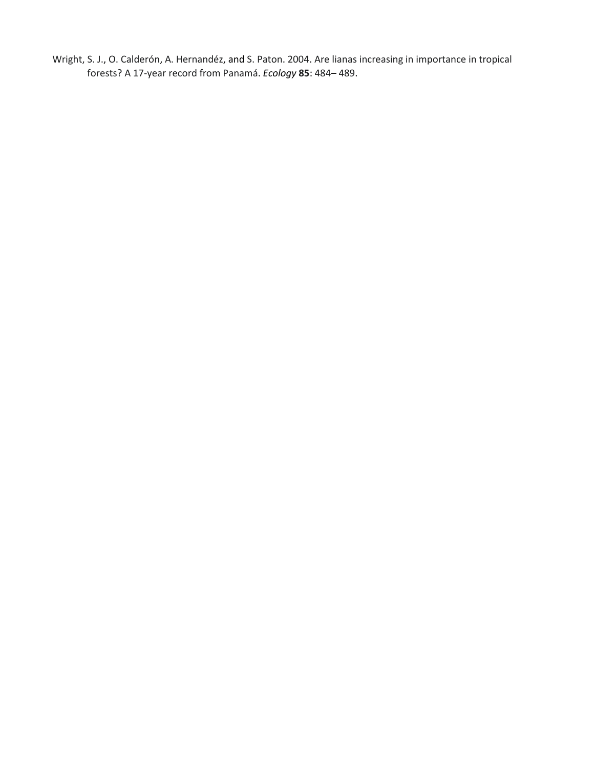Wright, S. J., O. Calderón, A. Hernandéz, and S. Paton. 2004. Are lianas increasing in importance in tropical forests? A 17-year record from Panamá. *Ecology* **85**: 484– 489.